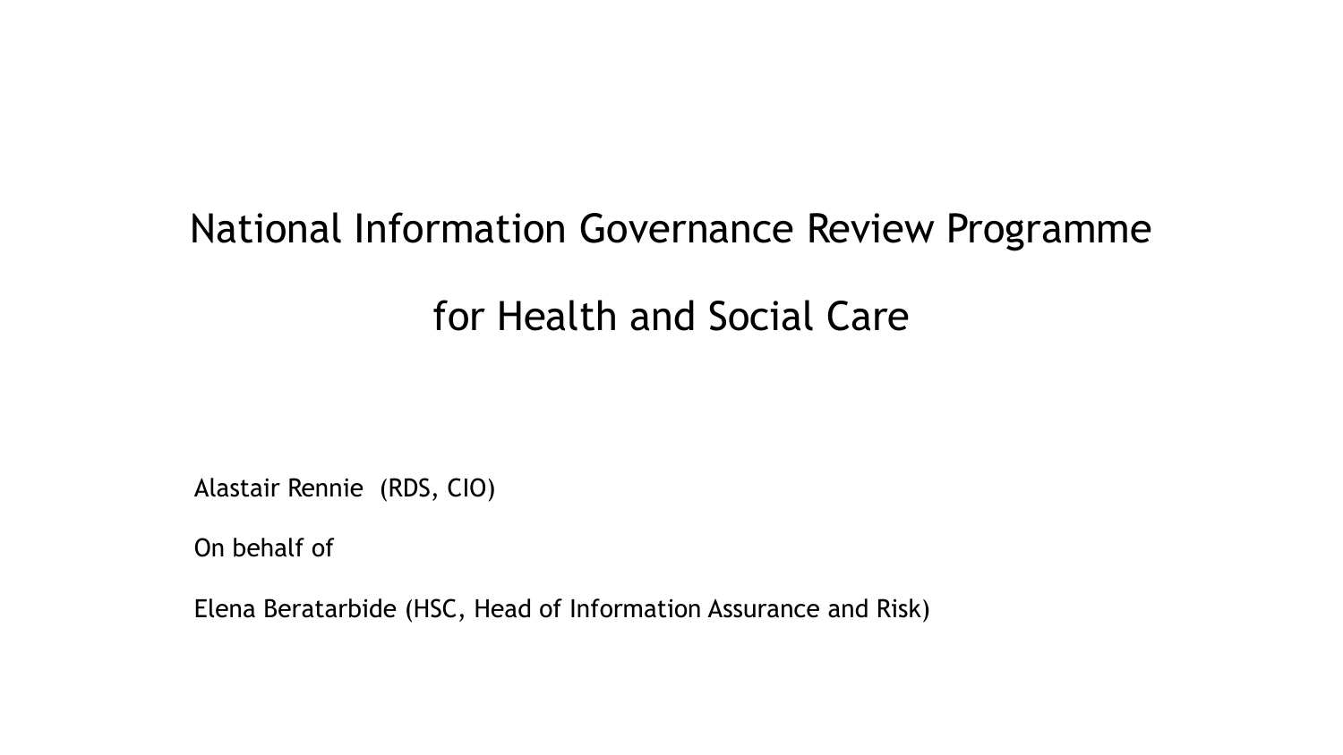# National Information Governance Review Programme for Health and Social Care

Alastair Rennie (RDS, CIO)

On behalf of

Elena Beratarbide (HSC, Head of Information Assurance and Risk)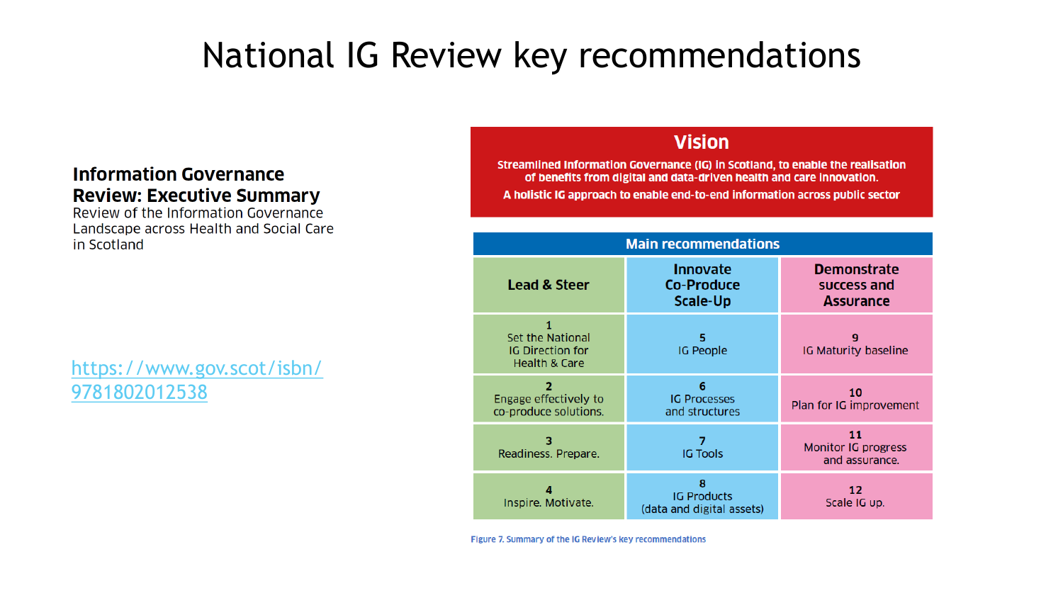# National IG Review key recommendations

**Information Governance Review: Executive Summary**
Review of the Information Governance Landscape across Health and Social Care in Scotland

https://www.gov.scot/isbn/9781802012538

## Vision

**Streamlined Information Governance (IG) in Scotland, to enable the realisation of benefits from digital and data-driven health and care innovation.**

**A holistic IG approach to enable end-to-end information across public sector**

**Main recommendations**

| Lead & Steer | Innovate Co-Produce Scale-Up | Demonstrate success and Assurance |
|---|---|---|
| 1 Set the National IG Direction for Health & Care | 5 IG People | 9 IG Maturity baseline |
| 2 Engage effectively to co-produce solutions. | 6 IG Processes and structures | 10 Plan for IG improvement |
| 3 Readiness. Prepare. | 7 IG Tools | 11 Monitor IG progress and assurance. |
| 4 Inspire. Motivate. | 8 IG Products (data and digital assets) | 12 Scale IG up. |

Figure 7. Summary of the IG Review's key recommendations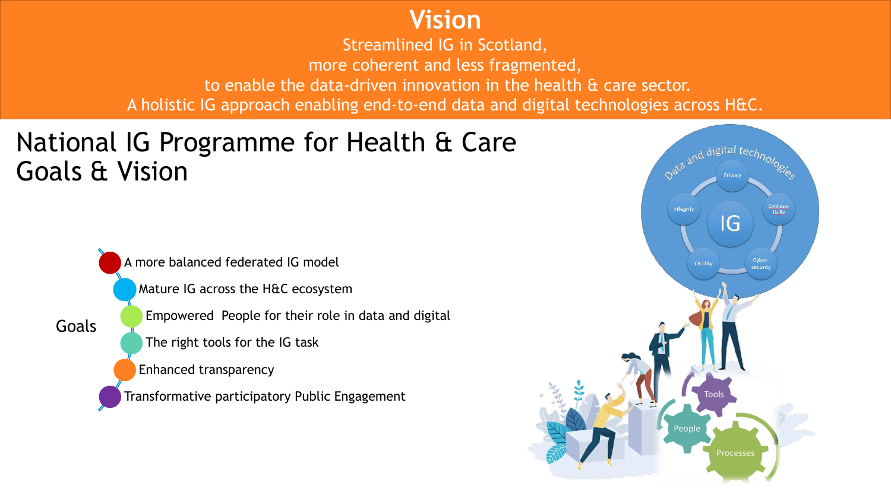# Vision

Streamlined IG in Scotland,
more coherent and less fragmented,
to enable the data-driven innovation in the health & care sector.
A holistic IG approach enabling end-to-end data and digital technologies across H&C.

## National IG Programme for Health & Care Goals & Vision

Goals

- A more balanced federated IG model
- Mature IG across the H&C ecosystem
- Empowered People for their role in data and digital
- The right tools for the IG task
- Enhanced transparency
- Transformative participatory Public Engagement

Data and digital technologies

IG

- Privacy
- Confidentiality
- Cyber security
- Quality
- Integrity

- Tools
- People
- Processes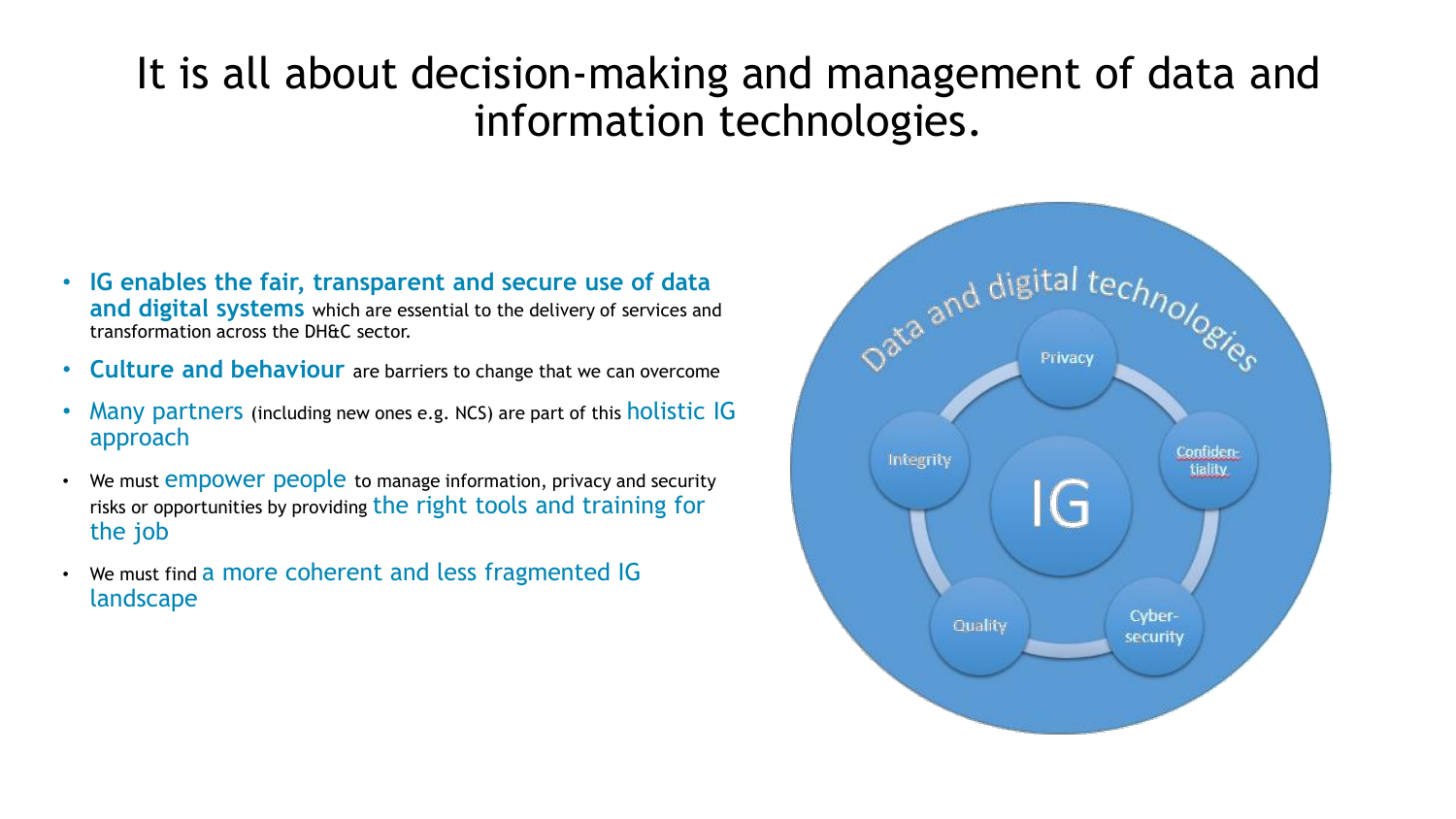# It is all about decision-making and management of data and information technologies.

- **IG enables the fair, transparent and secure use of data and digital systems** which are essential to the delivery of services and transformation across the DH&C sector.
- **Culture and behaviour** are barriers to change that we can overcome
- Many partners (including new ones e.g. NCS) are part of this holistic IG approach
- We must empower people to manage information, privacy and security risks or opportunities by providing the right tools and training for the job
- We must find a more coherent and less fragmented IG landscape

Data and digital technologies

IG

Privacy

Confiden-tiality

Cyber-security

Quality

Integrity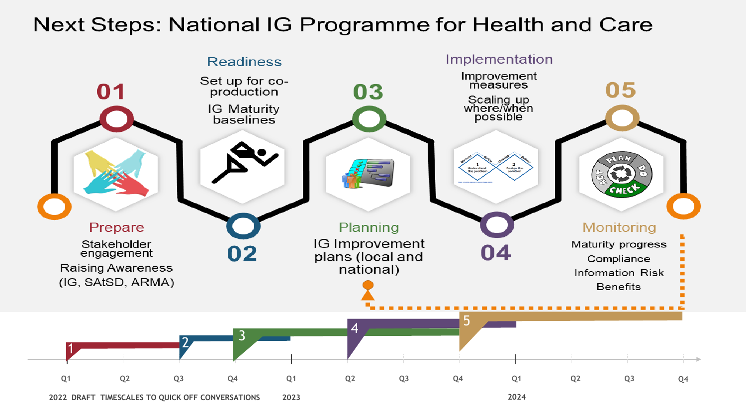# Next Steps: National IG Programme for Health and Care

## 01 Prepare

- Stakeholder engagement
- Raising Awareness (IG, SAtSD, ARMA)

## 02 Readiness

- Set up for co-production
- IG Maturity baselines

## 03 Planning

- IG Improvement plans (local and national)

## 04 Implementation

- Improvement measures
- Scaling up where/when possible

## 05 Monitoring

- Maturity progress
- Compliance
- Information Risk
- Benefits

**Timeline:** 2022 Q1 – 2024 Q4

- 1: 2022 Q1
- 2: 2022 Q3
- 3: 2022 Q4
- 4: 2023 Q2
- 5: 2023 Q4

2022 DRAFT TIMESCALES TO QUICK OFF CONVERSATIONS

2023

2024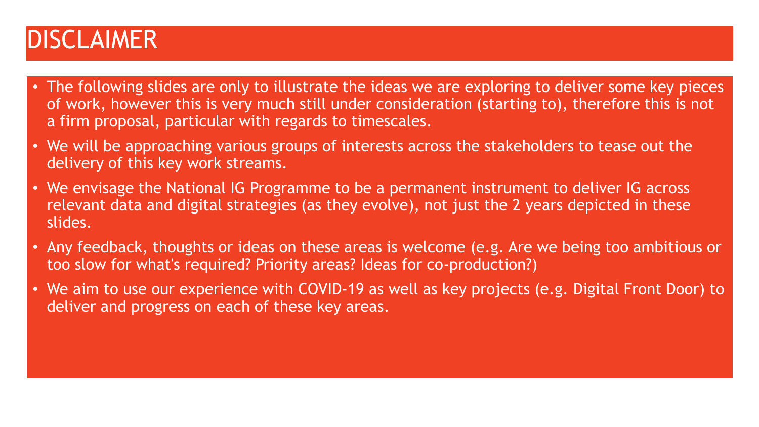# DISCLAIMER

- The following slides are only to illustrate the ideas we are exploring to deliver some key pieces of work, however this is very much still under consideration (starting to), therefore this is not a firm proposal, particular with regards to timescales.
- We will be approaching various groups of interests across the stakeholders to tease out the delivery of this key work streams.
- We envisage the National IG Programme to be a permanent instrument to deliver IG across relevant data and digital strategies (as they evolve), not just the 2 years depicted in these slides.
- Any feedback, thoughts or ideas on these areas is welcome (e.g. Are we being too ambitious or too slow for what's required? Priority areas? Ideas for co-production?)
- We aim to use our experience with COVID-19 as well as key projects (e.g. Digital Front Door) to deliver and progress on each of these key areas.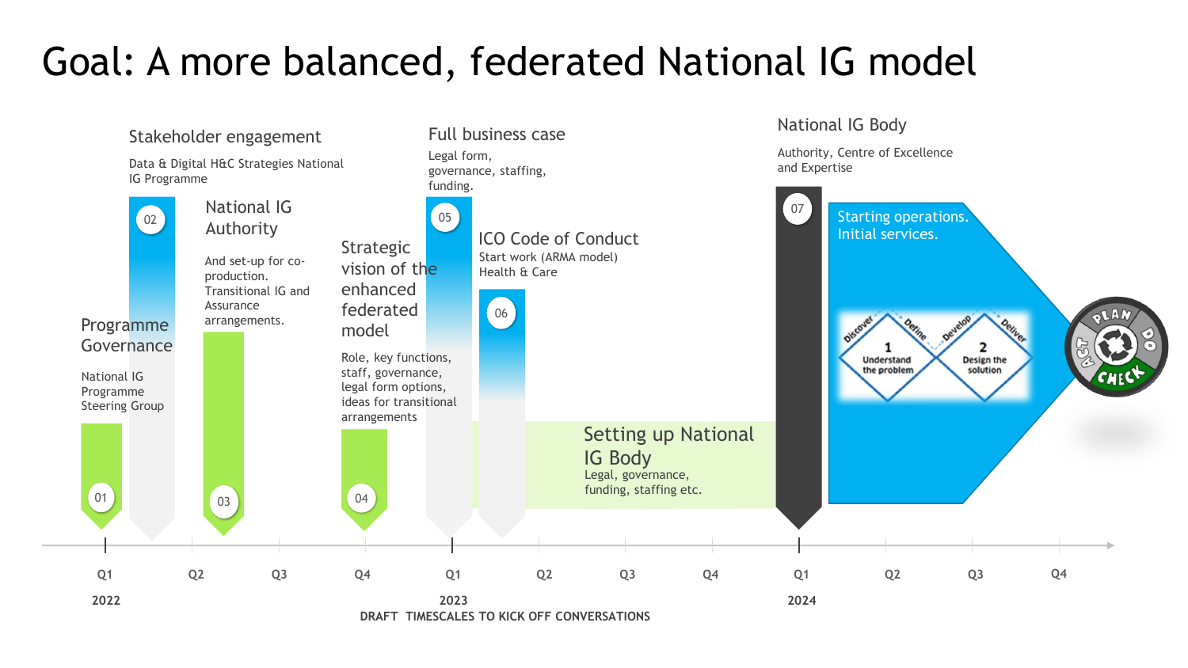# Goal: A more balanced, federated National IG model

**01 — Programme Governance**

National IG Programme Steering Group

**02 — Stakeholder engagement**

Data & Digital H&C Strategies National IG Programme

**03 — National IG Authority**

And set-up for co-production. Transitional IG and Assurance arrangements.

**04 — Strategic vision of the enhanced federated model**

Role, key functions, staff, governance, legal form options, ideas for transitional arrangements

**05 — Full business case**

Legal form, governance, staffing, funding.

**06 — ICO Code of Conduct**

Start work (ARMA model) Health & Care

**Setting up National IG Body**

Legal, governance, funding, staffing etc.

**07 — National IG Body**

Authority, Centre of Excellence and Expertise

Starting operations. Initial services.

Discover – Define – Develop – Deliver

1 Understand the problem

2 Design the solution

PLAN – DO – CHECK – ACT

| 2022 | | | | 2023 | | | | 2024 | | | |
|---|---|---|---|---|---|---|---|---|---|---|---|
| Q1 | Q2 | Q3 | Q4 | Q1 | Q2 | Q3 | Q4 | Q1 | Q2 | Q3 | Q4 |

DRAFT TIMESCALES TO KICK OFF CONVERSATIONS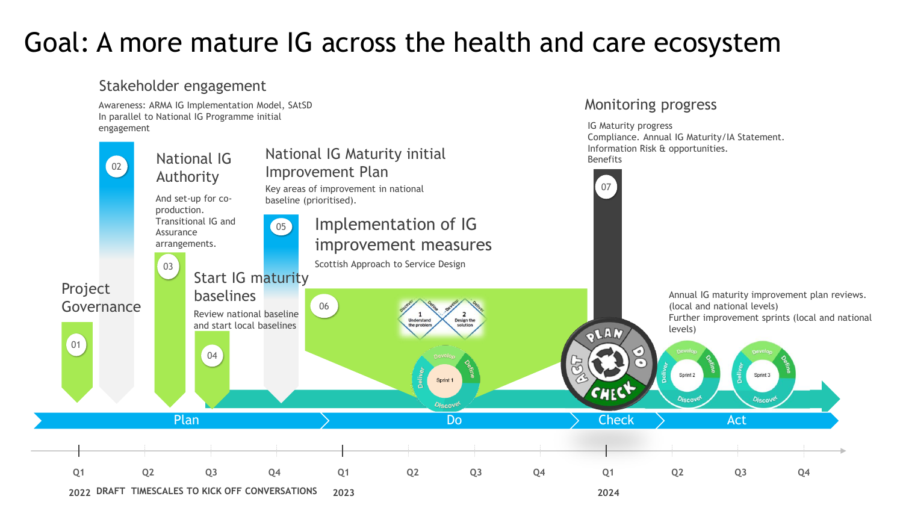# Goal: A more mature IG across the health and care ecosystem

## 01 Project Governance

## 02 Stakeholder engagement

Awareness: ARMA IG Implementation Model, SAtSD
In parallel to National IG Programme initial engagement

## 03 National IG Authority

And set-up for co-production.
Transitional IG and Assurance arrangements.

## 04 Start IG maturity baselines

Review national baseline and start local baselines

## 05 National IG Maturity initial Improvement Plan

Key areas of improvement in national baseline (prioritised).

## 06 Implementation of IG improvement measures

Scottish Approach to Service Design

Discover – Define – Develop – Deliver
1 Understand the problem
2 Design the solution

Sprint 1: Discover – Define – Develop – Deliver

## 07 Monitoring progress

IG Maturity progress
Compliance. Annual IG Maturity/IA Statement.
Information Risk & opportunities.
Benefits

PLAN – DO – CHECK – ACT

Annual IG maturity improvement plan reviews. (local and national levels)
Further improvement sprints (local and national levels)

Sprint 2 / Sprint 3: Discover – Define – Develop – Deliver

**Plan** → **Do** → **Check** → **Act**

| 2022 | | | | 2023 | | | | 2024 | | | |
|---|---|---|---|---|---|---|---|---|---|---|---|
| Q1 | Q2 | Q3 | Q4 | Q1 | Q2 | Q3 | Q4 | Q1 | Q2 | Q3 | Q4 |

**DRAFT TIMESCALES TO KICK OFF CONVERSATIONS**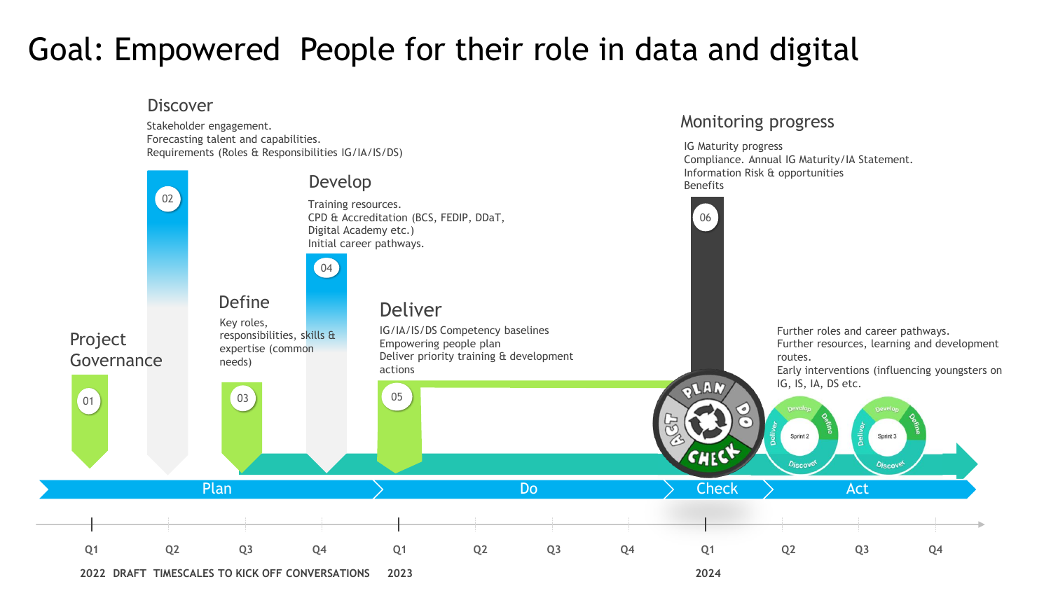# Goal: Empowered People for their role in data and digital

## Project Governance

01

## Discover

02

Stakeholder engagement.
Forecasting talent and capabilities.
Requirements (Roles & Responsibilities IG/IA/IS/DS)

## Define

03

Key roles, responsibilities, skills & expertise (common needs)

## Develop

04

Training resources.
CPD & Accreditation (BCS, FEDIP, DDaT, Digital Academy etc.)
Initial career pathways.

## Deliver

05

IG/IA/IS/DS Competency baselines
Empowering people plan
Deliver priority training & development actions

## Monitoring progress

06

IG Maturity progress
Compliance. Annual IG Maturity/IA Statement.
Information Risk & opportunities
Benefits

PLAN · DO · CHECK · ACT

Further roles and career pathways.
Further resources, learning and development routes.
Early interventions (influencing youngsters on IG, IS, IA, DS etc.

Sprint 2: Develop · Define · Discover · Deliver

Sprint 3: Develop · Define · Discover · Deliver

Plan | Do | Check | Act

Q1 Q2 Q3 Q4 (2022) | Q1 Q2 Q3 Q4 (2023) | Q1 Q2 Q3 Q4 (2024)

2022 DRAFT TIMESCALES TO KICK OFF CONVERSATIONS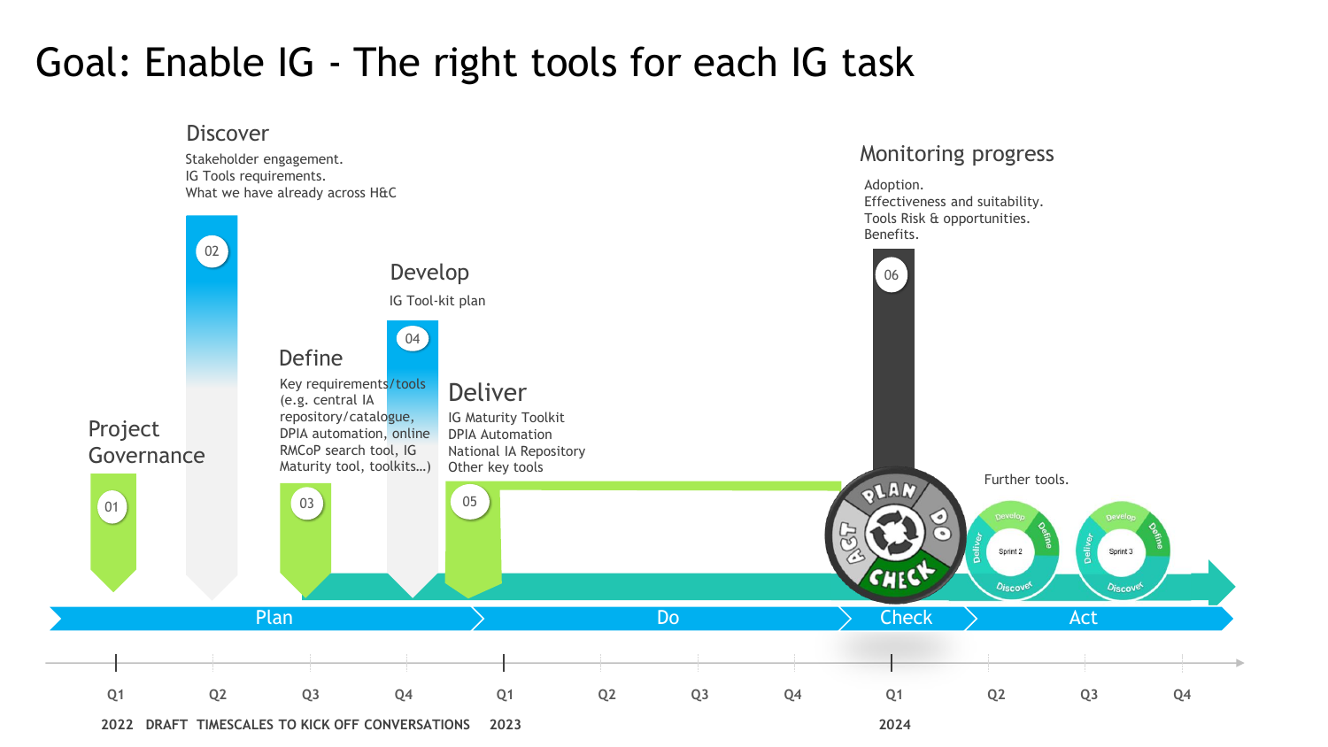# Goal: Enable IG - The right tools for each IG task

### 01 Project Governance

### 02 Discover

Stakeholder engagement.
IG Tools requirements.
What we have already across H&C

### 03 Define

Key requirements/tools (e.g. central IA repository/catalogue, DPIA automation, online RMCoP search tool, IG Maturity tool, toolkits…)

### 04 Develop

IG Tool-kit plan

### 05 Deliver

IG Maturity Toolkit
DPIA Automation
National IA Repository
Other key tools

### 06 Monitoring progress

Adoption.
Effectiveness and suitability.
Tools Risk & opportunities.
Benefits.

PLAN – DO – CHECK – ACT

Further tools.

Sprint 2: Discover – Define – Develop – Deliver

Sprint 3: Discover – Define – Develop – Deliver

Plan | Do | Check | Act

2022: Q1 Q2 Q3 Q4 — 2023: Q1 Q2 Q3 Q4 — 2024: Q1 Q2 Q3 Q4

DRAFT TIMESCALES TO KICK OFF CONVERSATIONS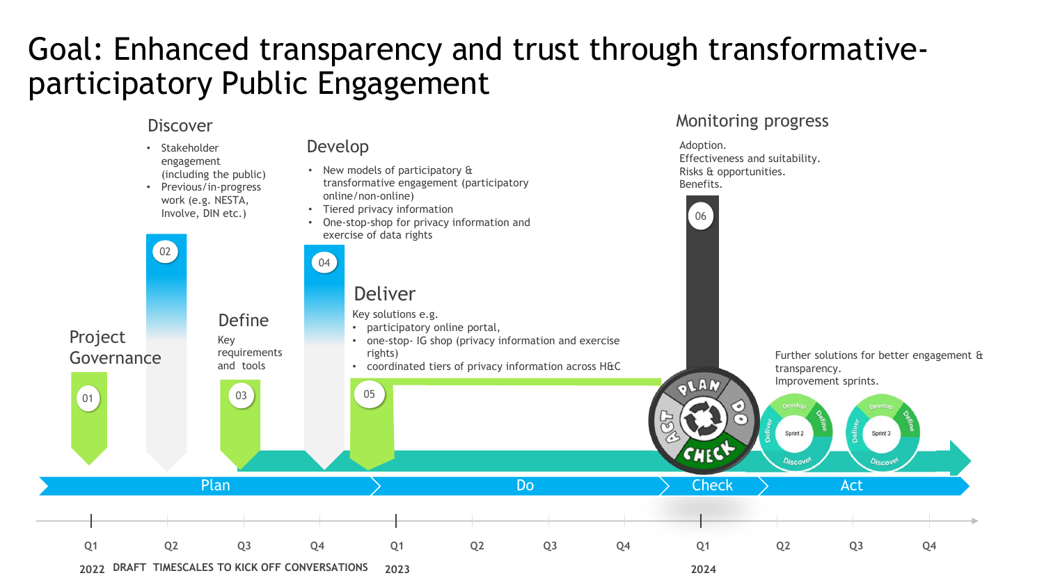# Goal: Enhanced transparency and trust through transformative-participatory Public Engagement

## Project Governance

01

## Discover

- Stakeholder engagement (including the public)
- Previous/in-progress work (e.g. NESTA, Involve, DIN etc.)

02

## Define

Key requirements and tools

03

## Develop

- New models of participatory & transformative engagement (participatory online/non-online)
- Tiered privacy information
- One-stop-shop for privacy information and exercise of data rights

04

## Deliver

Key solutions e.g.

- participatory online portal,
- one-stop- IG shop (privacy information and exercise rights)
- coordinated tiers of privacy information across H&C

05

## Monitoring progress

Adoption.
Effectiveness and suitability.
Risks & opportunities.
Benefits.

06

PLAN DO CHECK ACT

Further solutions for better engagement & transparency.
Improvement sprints.

Develop Define Discover Deliver Sprint 2

Develop Define Discover Deliver Sprint 3

Plan | Do | Check | Act

Q1 Q2 Q3 Q4 Q1 Q2 Q3 Q4 Q1 Q2 Q3 Q4

2022 DRAFT TIMESCALES TO KICK OFF CONVERSATIONS 2023 2024